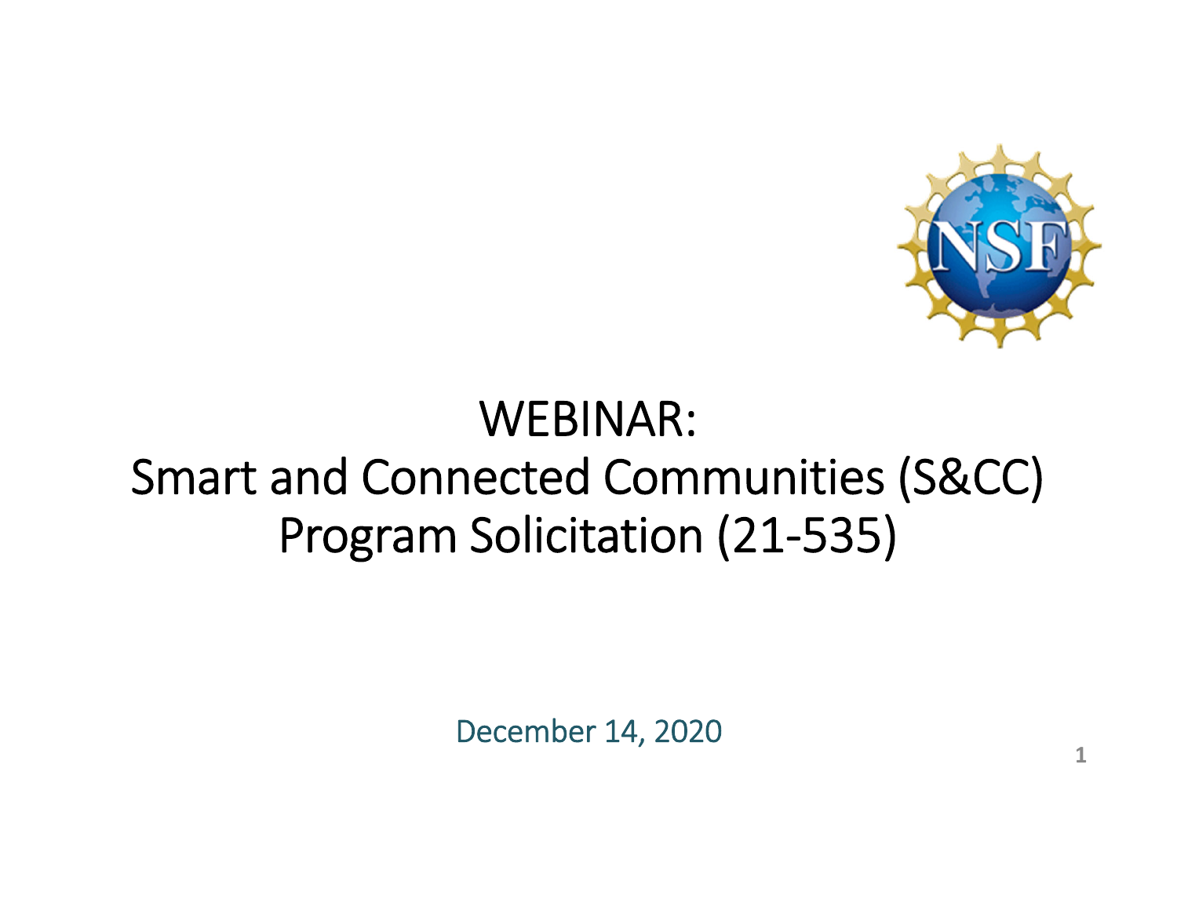# WEBINAR:
# Smart and Connected Communities (S&CC) Program Solicitation (21-535)

December 14, 2020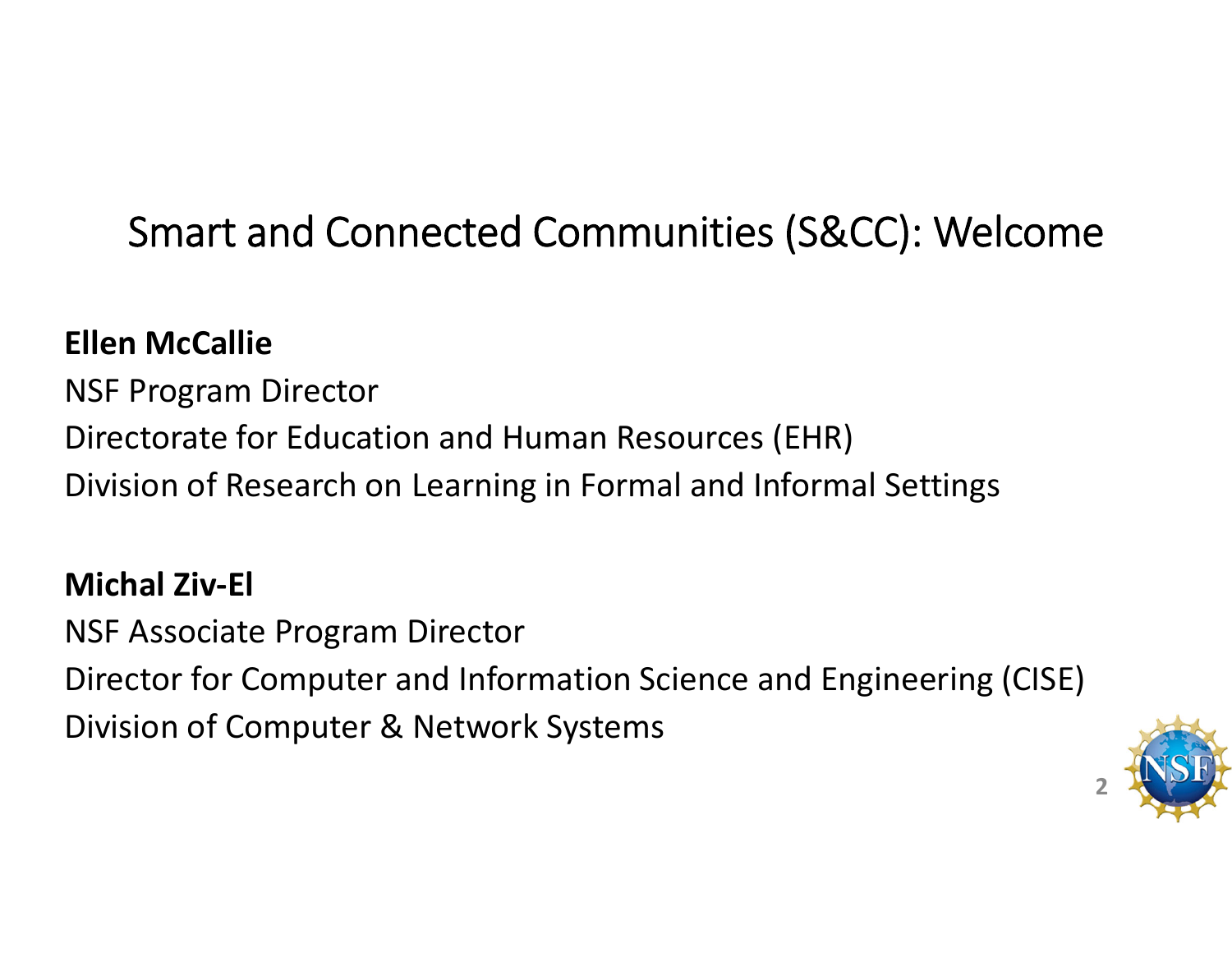# Smart and Connected Communities (S&CC): Welcome

**Ellen McCallie**
NSF Program Director
Directorate for Education and Human Resources (EHR)
Division of Research on Learning in Formal and Informal Settings

**Michal Ziv-El**
NSF Associate Program Director
Director for Computer and Information Science and Engineering (CISE)
Division of Computer & Network Systems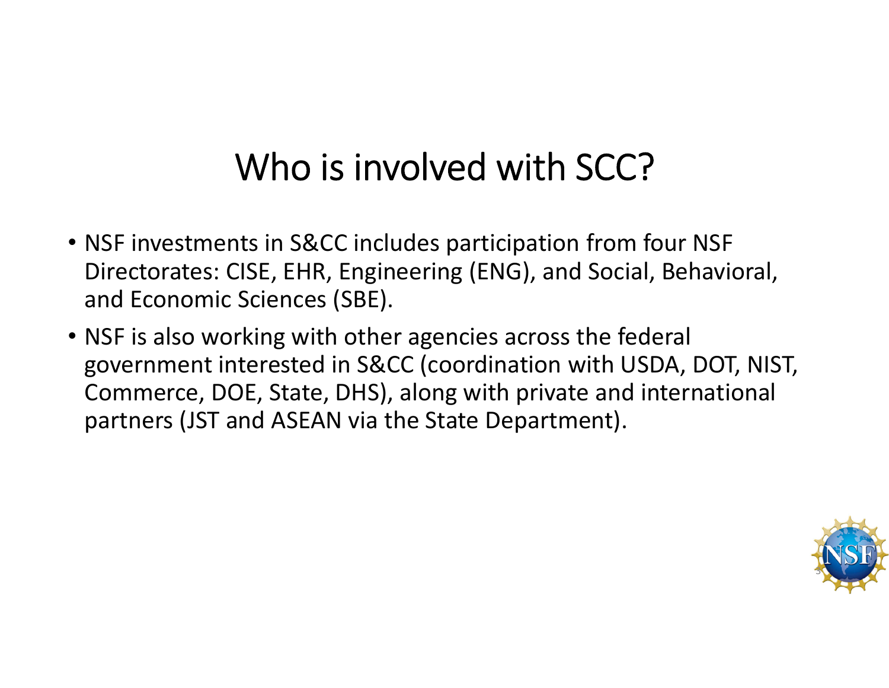# Who is involved with SCC?

- NSF investments in S&CC includes participation from four NSF Directorates: CISE, EHR, Engineering (ENG), and Social, Behavioral, and Economic Sciences (SBE).
- NSF is also working with other agencies across the federal government interested in S&CC (coordination with USDA, DOT, NIST, Commerce, DOE, State, DHS), along with private and international partners (JST and ASEAN via the State Department).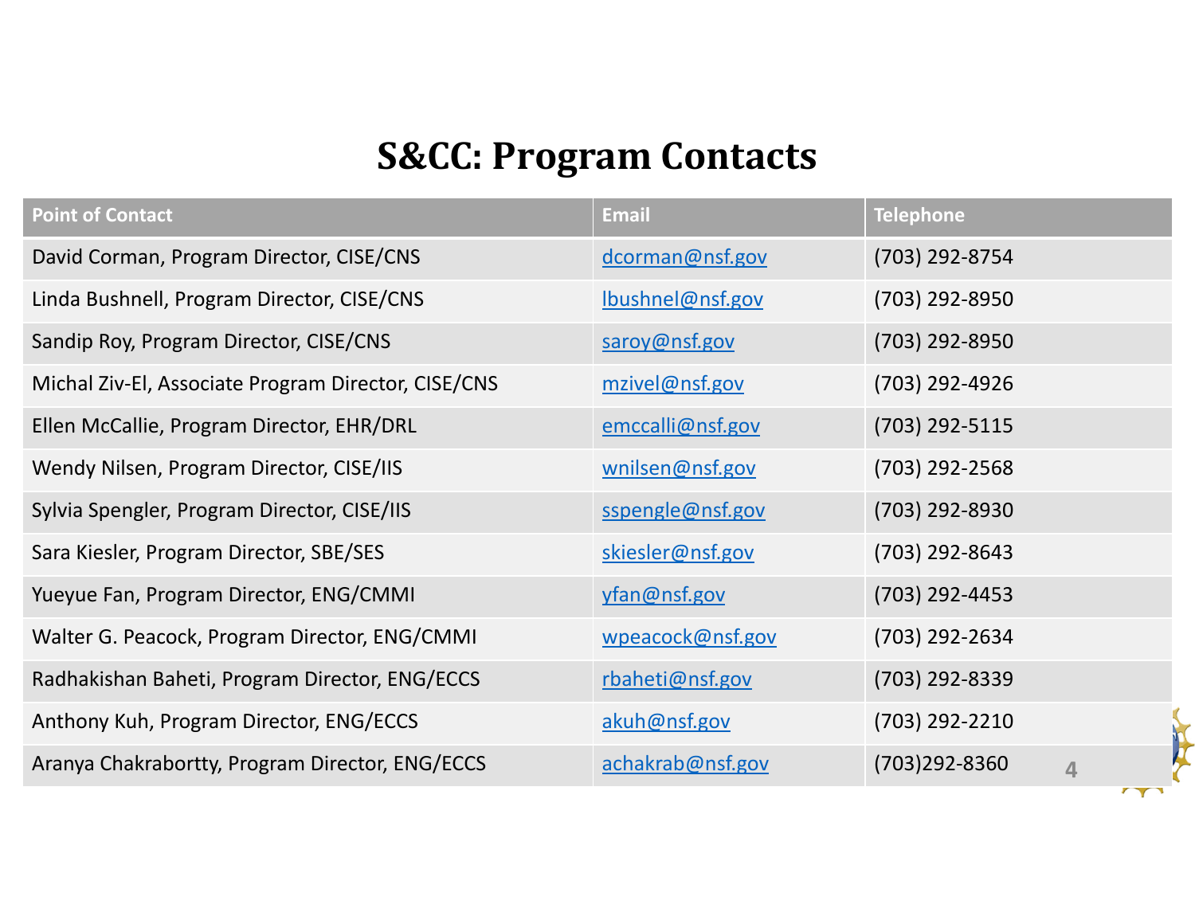# S&CC: Program Contacts

| Point of Contact | Email | Telephone |
| --- | --- | --- |
| David Corman, Program Director, CISE/CNS | dcorman@nsf.gov | (703) 292-8754 |
| Linda Bushnell, Program Director, CISE/CNS | lbushnel@nsf.gov | (703) 292-8950 |
| Sandip Roy, Program Director, CISE/CNS | saroy@nsf.gov | (703) 292-8950 |
| Michal Ziv-El, Associate Program Director, CISE/CNS | mzivel@nsf.gov | (703) 292-4926 |
| Ellen McCallie, Program Director, EHR/DRL | emccalli@nsf.gov | (703) 292-5115 |
| Wendy Nilsen, Program Director, CISE/IIS | wnilsen@nsf.gov | (703) 292-2568 |
| Sylvia Spengler, Program Director, CISE/IIS | sspengle@nsf.gov | (703) 292-8930 |
| Sara Kiesler, Program Director, SBE/SES | skiesler@nsf.gov | (703) 292-8643 |
| Yueyue Fan, Program Director, ENG/CMMI | yfan@nsf.gov | (703) 292-4453 |
| Walter G. Peacock, Program Director, ENG/CMMI | wpeacock@nsf.gov | (703) 292-2634 |
| Radhakishan Baheti, Program Director, ENG/ECCS | rbaheti@nsf.gov | (703) 292-8339 |
| Anthony Kuh, Program Director, ENG/ECCS | akuh@nsf.gov | (703) 292-2210 |
| Aranya Chakrabortty, Program Director, ENG/ECCS | achakrab@nsf.gov | (703)292-8360 |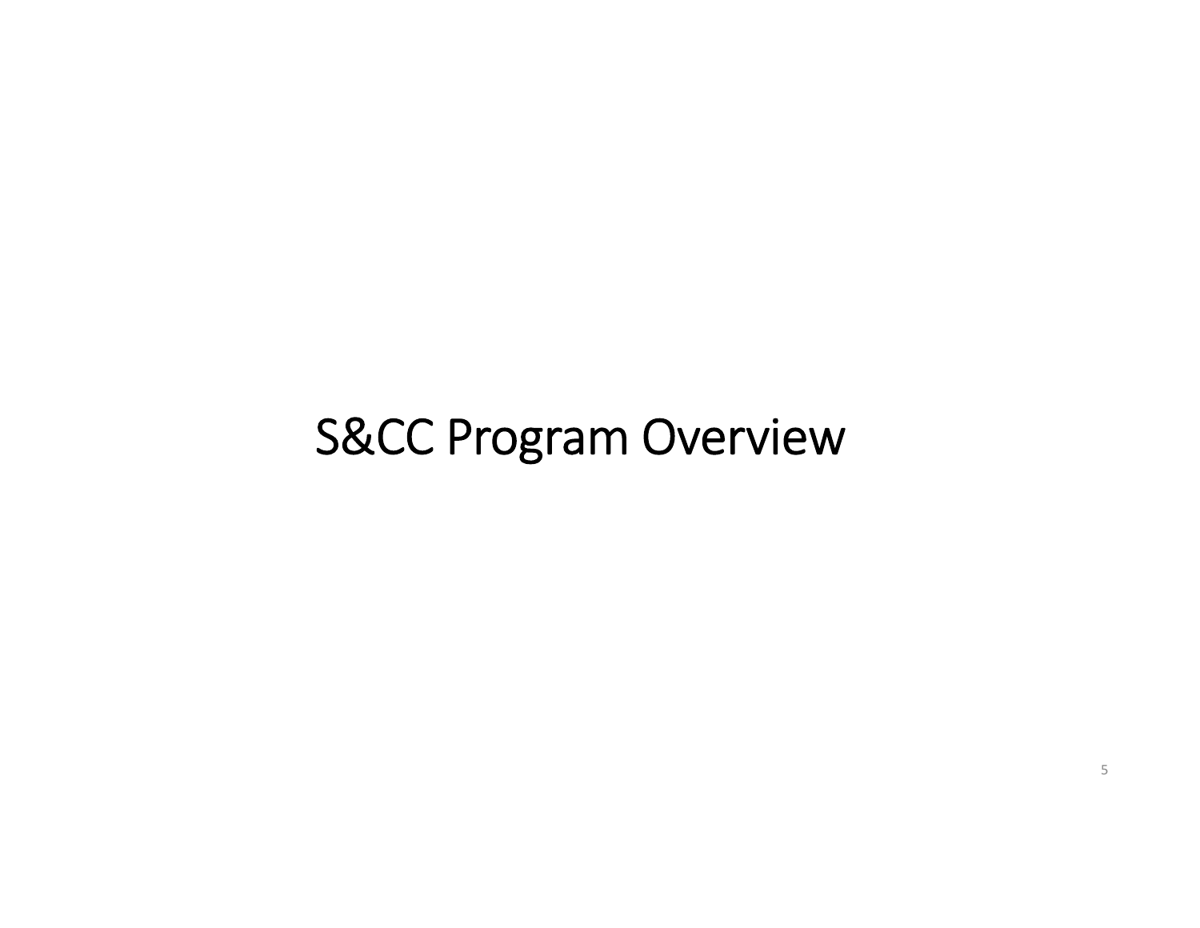# S&CC Program Overview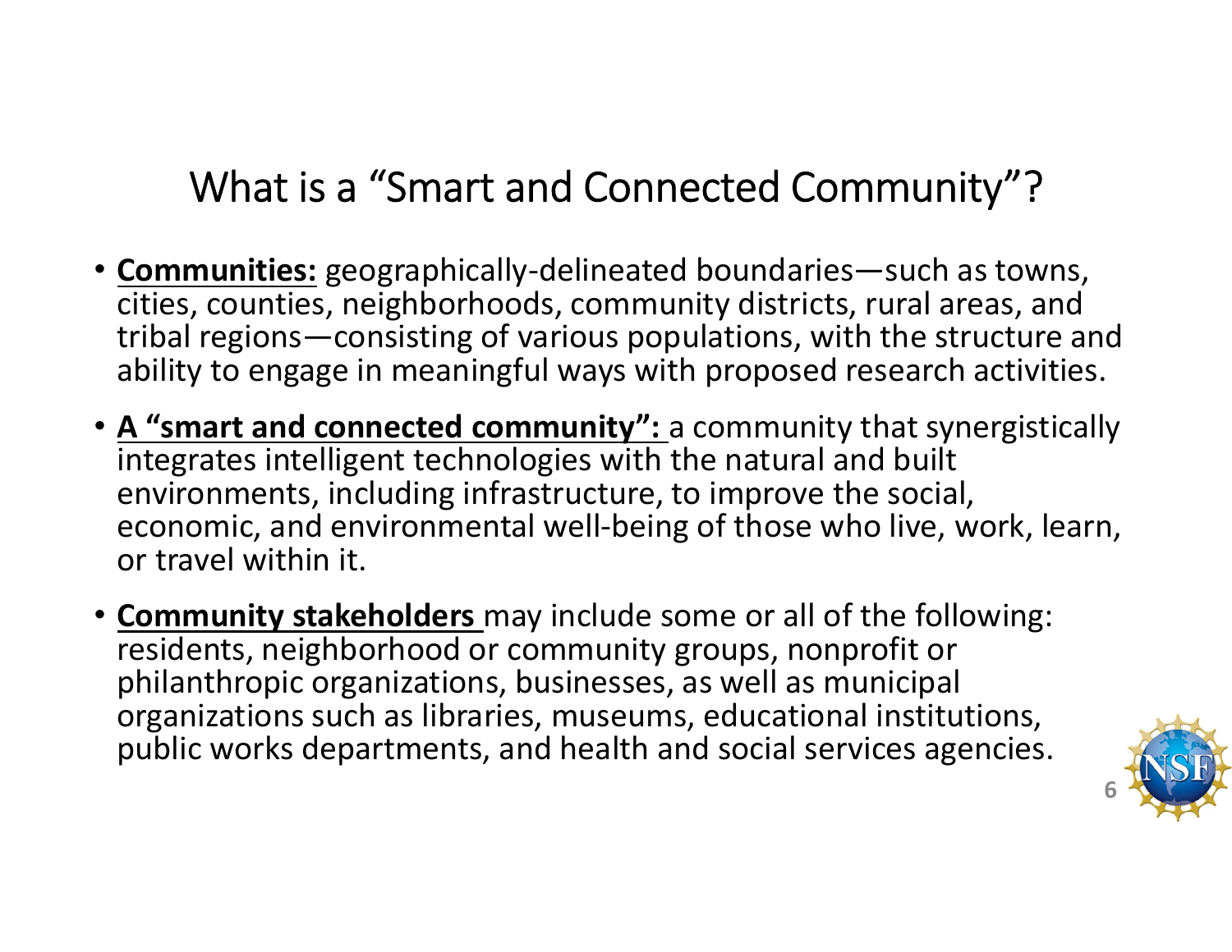# What is a "Smart and Connected Community"?

- **Communities:** geographically-delineated boundaries—such as towns, cities, counties, neighborhoods, community districts, rural areas, and tribal regions—consisting of various populations, with the structure and ability to engage in meaningful ways with proposed research activities.
- **A "smart and connected community":** a community that synergistically integrates intelligent technologies with the natural and built environments, including infrastructure, to improve the social, economic, and environmental well-being of those who live, work, learn, or travel within it.
- **Community stakeholders** may include some or all of the following: residents, neighborhood or community groups, nonprofit or philanthropic organizations, businesses, as well as municipal organizations such as libraries, museums, educational institutions, public works departments, and health and social services agencies.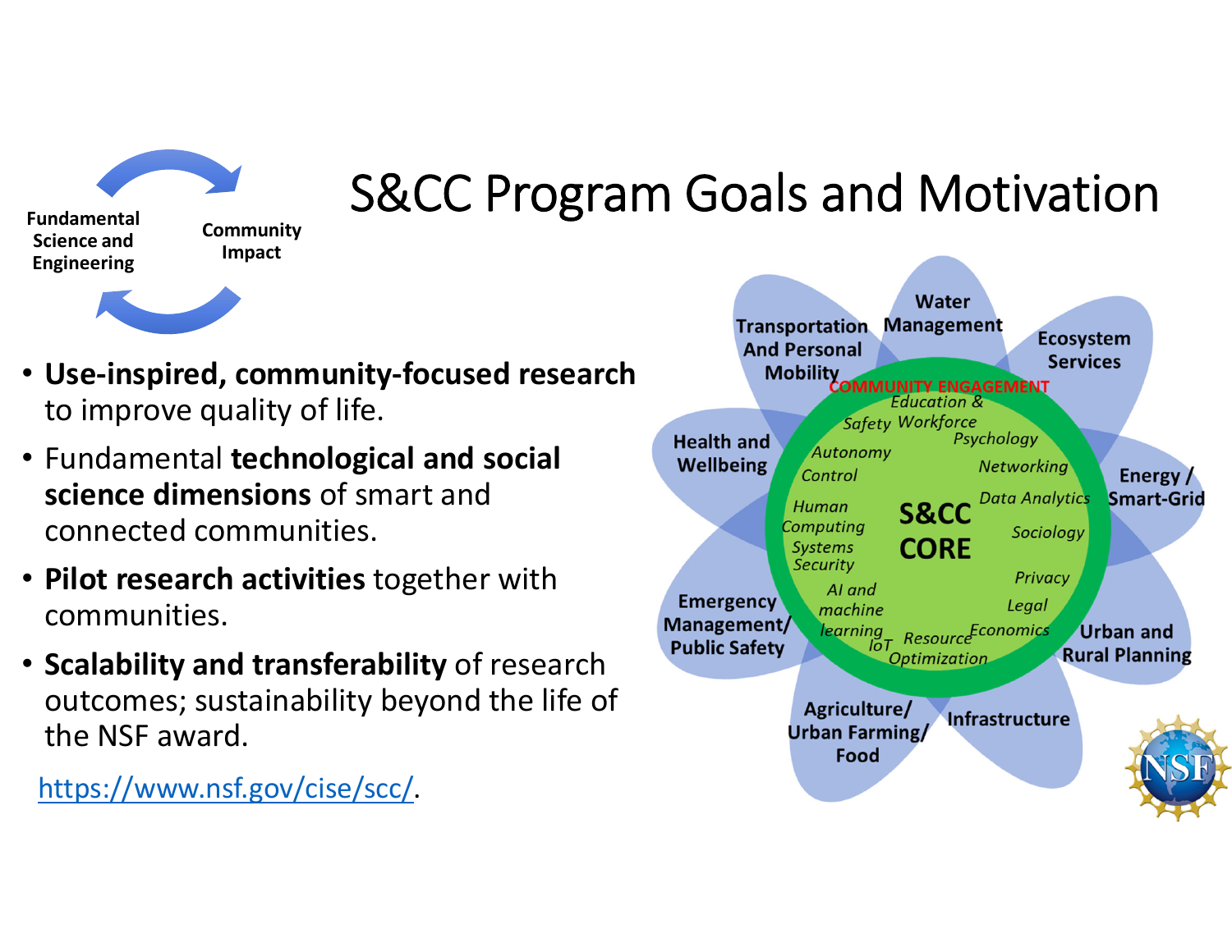# S&CC Program Goals and Motivation

Fundamental Science and Engineering

Community Impact

- **Use-inspired, community-focused research** to improve quality of life.
- Fundamental **technological and social science dimensions** of smart and connected communities.
- **Pilot research activities** together with communities.
- **Scalability and transferability** of research outcomes; sustainability beyond the life of the NSF award.

https://www.nsf.gov/cise/scc/.

Transportation And Personal Mobility

Water Management

Ecosystem Services

Health and Wellbeing

Energy / Smart-Grid

Emergency Management/ Public Safety

Urban and Rural Planning

Agriculture/ Urban Farming/ Food

Infrastructure

COMMUNITY ENGAGEMENT

S&CC CORE

*Education & Workforce*

*Safety*

*Psychology*

*Autonomy*

*Control*

*Networking*

*Data Analytics*

*Human Computing Systems*

*Security*

*Sociology*

*Privacy*

*AI and machine learning*

*Legal*

*IoT*

*Resource Optimization*

*Economics*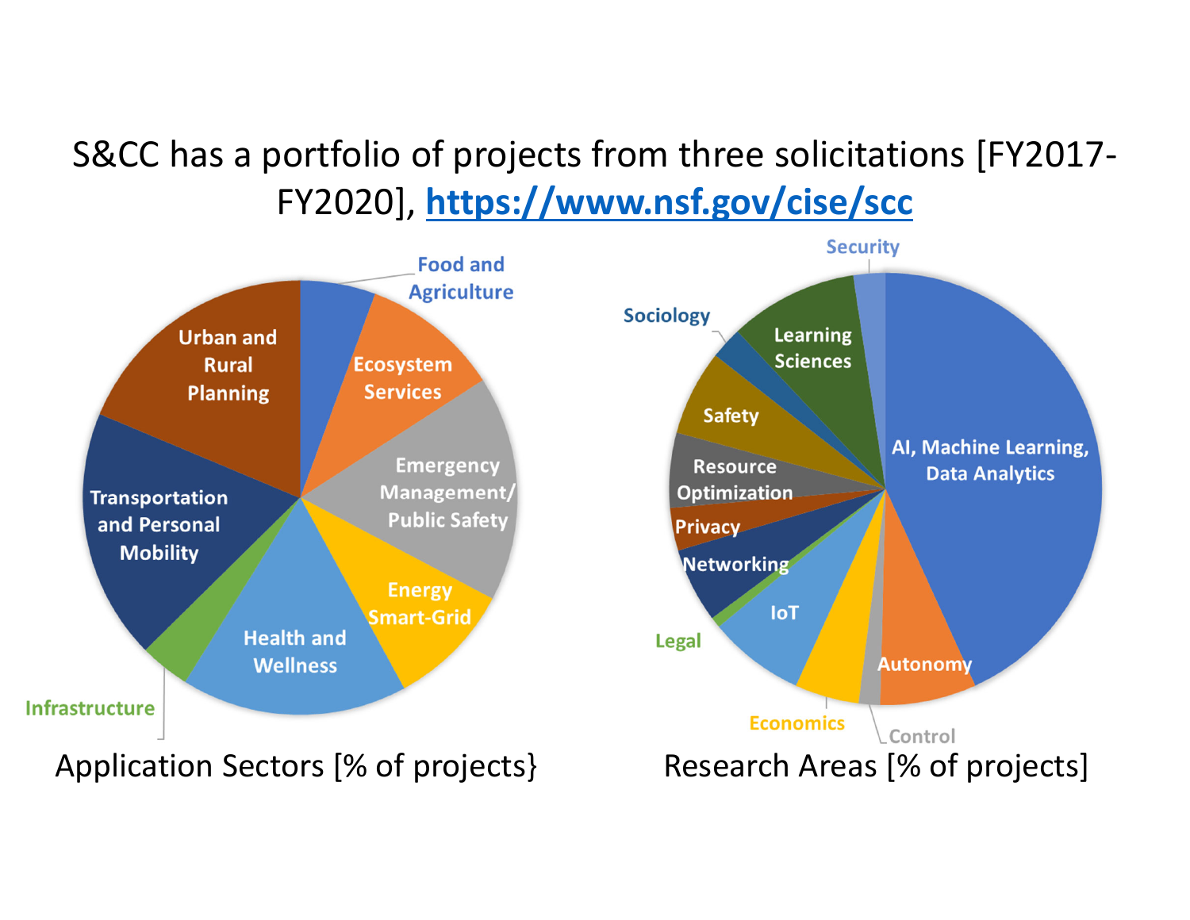S&CC has a portfolio of projects from three solicitations [FY2017-FY2020], https://www.nsf.gov/cise/scc

Food and Agriculture

Ecosystem Services

Emergency Management/ Public Safety

Energy Smart-Grid

Health and Wellness

Infrastructure

Transportation and Personal Mobility

Urban and Rural Planning

Application Sectors [% of projects}

Security

Sociology

Learning Sciences

Safety

Resource Optimization

Privacy

Networking

Legal

IoT

Economics

Control

Autonomy

AI, Machine Learning, Data Analytics

Research Areas [% of projects]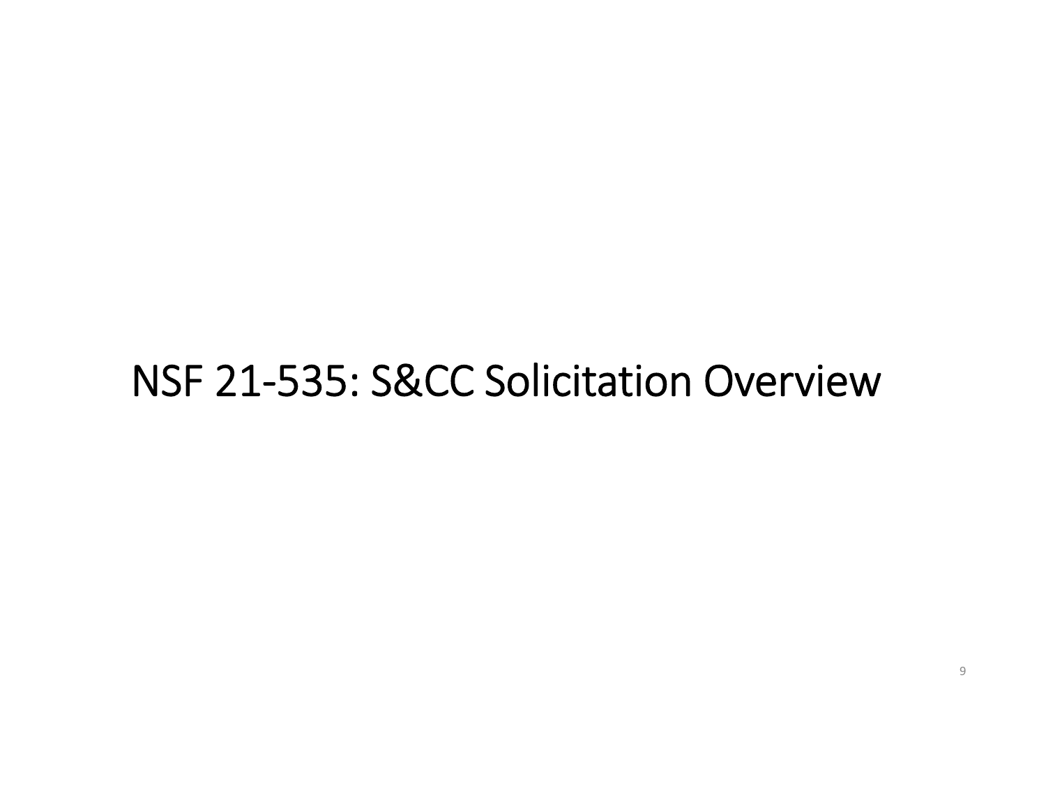# NSF 21-535: S&CC Solicitation Overview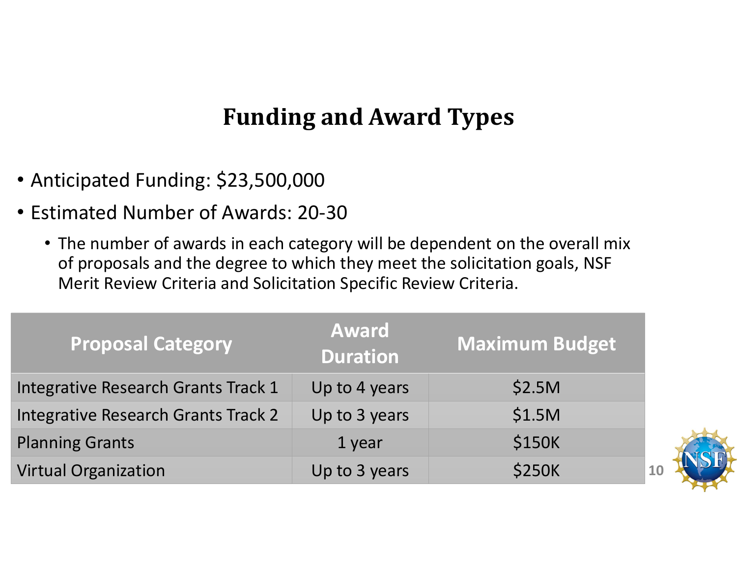# Funding and Award Types

- Anticipated Funding: $23,500,000
- Estimated Number of Awards: 20-30
  - The number of awards in each category will be dependent on the overall mix of proposals and the degree to which they meet the solicitation goals, NSF Merit Review Criteria and Solicitation Specific Review Criteria.

| Proposal Category | Award Duration | Maximum Budget |
|---|---|---|
| Integrative Research Grants Track 1 | Up to 4 years | $2.5M |
| Integrative Research Grants Track 2 | Up to 3 years | $1.5M |
| Planning Grants | 1 year | $150K |
| Virtual Organization | Up to 3 years | $250K |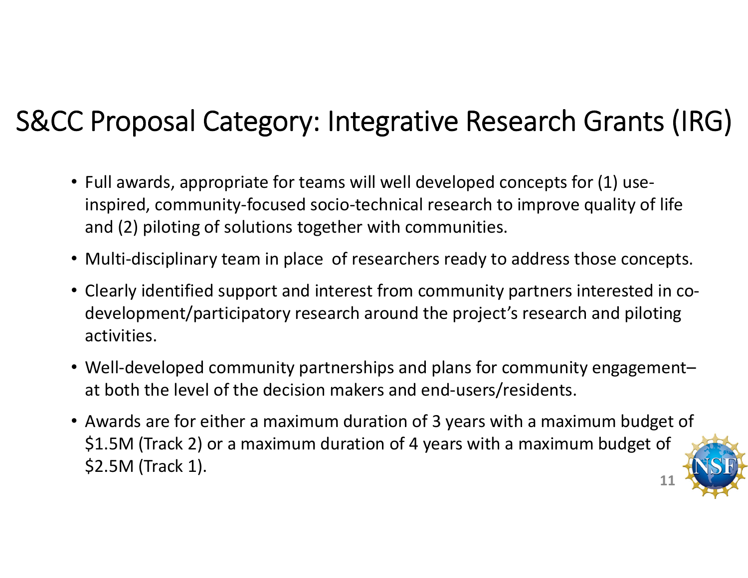# S&CC Proposal Category: Integrative Research Grants (IRG)

- Full awards, appropriate for teams will well developed concepts for (1) use-inspired, community-focused socio-technical research to improve quality of life and (2) piloting of solutions together with communities.
- Multi-disciplinary team in place of researchers ready to address those concepts.
- Clearly identified support and interest from community partners interested in co-development/participatory research around the project's research and piloting activities.
- Well-developed community partnerships and plans for community engagement– at both the level of the decision makers and end-users/residents.
- Awards are for either a maximum duration of 3 years with a maximum budget of $1.5M (Track 2) or a maximum duration of 4 years with a maximum budget of $2.5M (Track 1).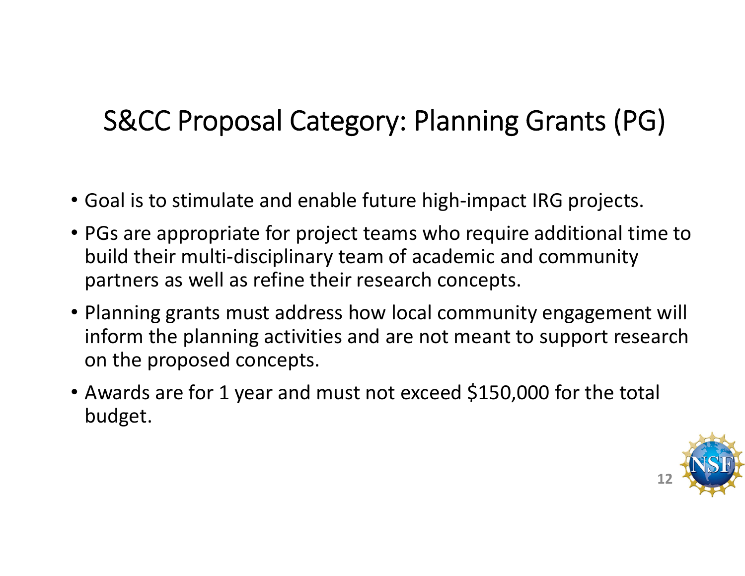# S&CC Proposal Category: Planning Grants (PG)

- Goal is to stimulate and enable future high-impact IRG projects.
- PGs are appropriate for project teams who require additional time to build their multi-disciplinary team of academic and community partners as well as refine their research concepts.
- Planning grants must address how local community engagement will inform the planning activities and are not meant to support research on the proposed concepts.
- Awards are for 1 year and must not exceed $150,000 for the total budget.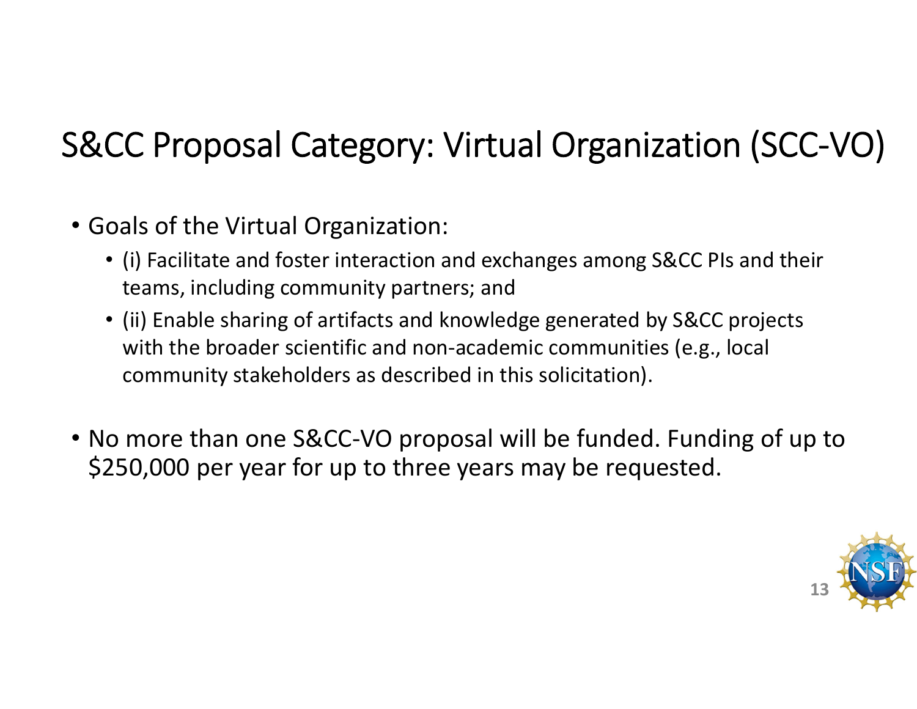# S&CC Proposal Category: Virtual Organization (SCC-VO)

- Goals of the Virtual Organization:
  - (i) Facilitate and foster interaction and exchanges among S&CC PIs and their teams, including community partners; and
  - (ii) Enable sharing of artifacts and knowledge generated by S&CC projects with the broader scientific and non-academic communities (e.g., local community stakeholders as described in this solicitation).

- No more than one S&CC-VO proposal will be funded. Funding of up to $250,000 per year for up to three years may be requested.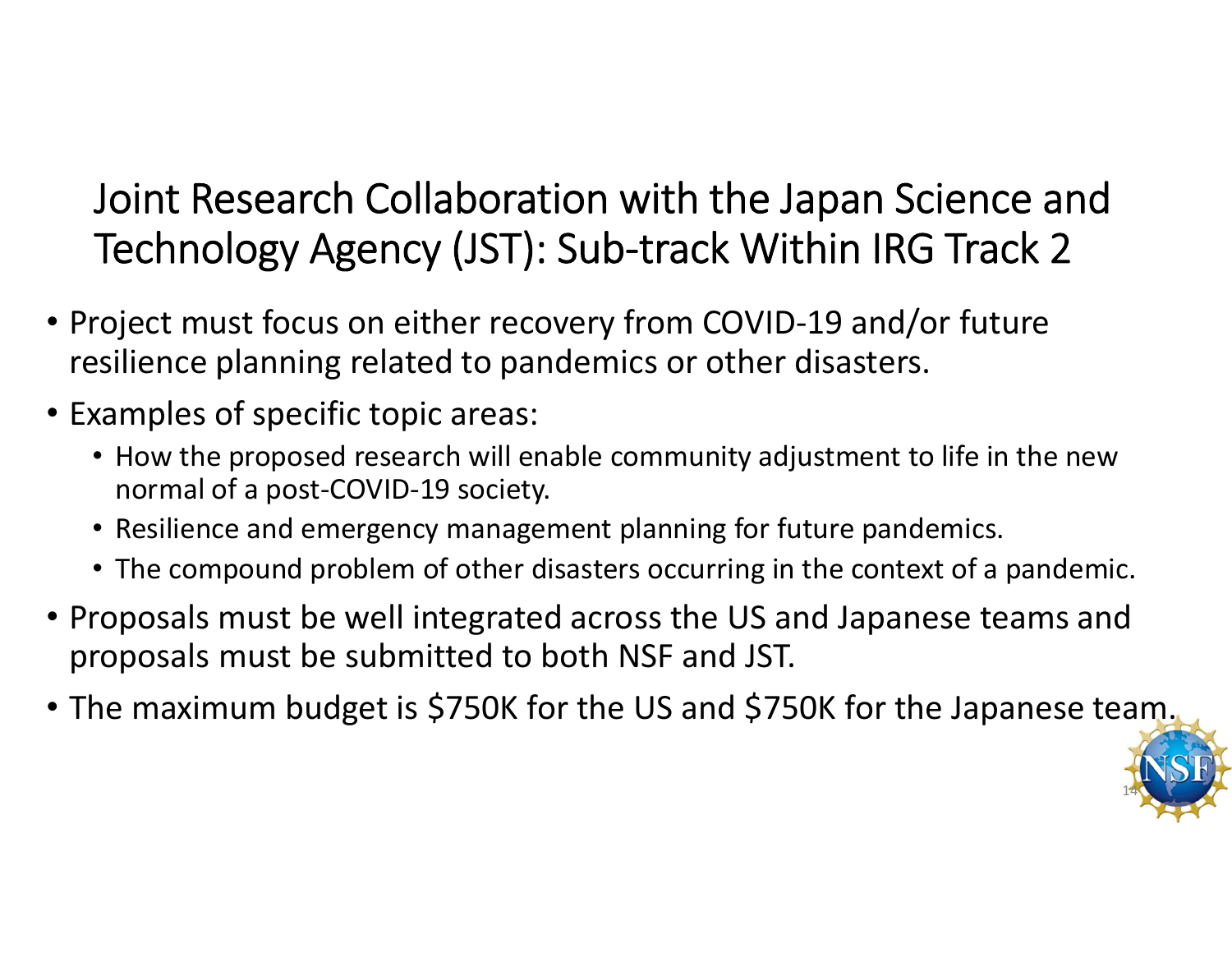# Joint Research Collaboration with the Japan Science and Technology Agency (JST): Sub-track Within IRG Track 2

- Project must focus on either recovery from COVID-19 and/or future resilience planning related to pandemics or other disasters.
- Examples of specific topic areas:
  - How the proposed research will enable community adjustment to life in the new normal of a post-COVID-19 society.
  - Resilience and emergency management planning for future pandemics.
  - The compound problem of other disasters occurring in the context of a pandemic.
- Proposals must be well integrated across the US and Japanese teams and proposals must be submitted to both NSF and JST.
- The maximum budget is $750K for the US and $750K for the Japanese team.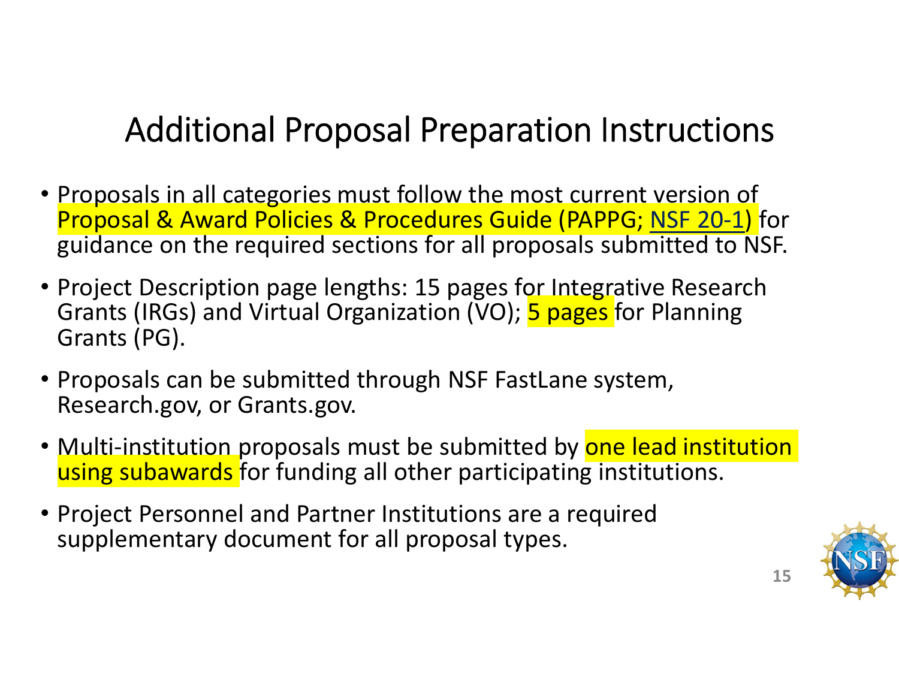# Additional Proposal Preparation Instructions

- Proposals in all categories must follow the most current version of Proposal & Award Policies & Procedures Guide (PAPPG; NSF 20-1) for guidance on the required sections for all proposals submitted to NSF.
- Project Description page lengths: 15 pages for Integrative Research Grants (IRGs) and Virtual Organization (VO); 5 pages for Planning Grants (PG).
- Proposals can be submitted through NSF FastLane system, Research.gov, or Grants.gov.
- Multi-institution proposals must be submitted by one lead institution using subawards for funding all other participating institutions.
- Project Personnel and Partner Institutions are a required supplementary document for all proposal types.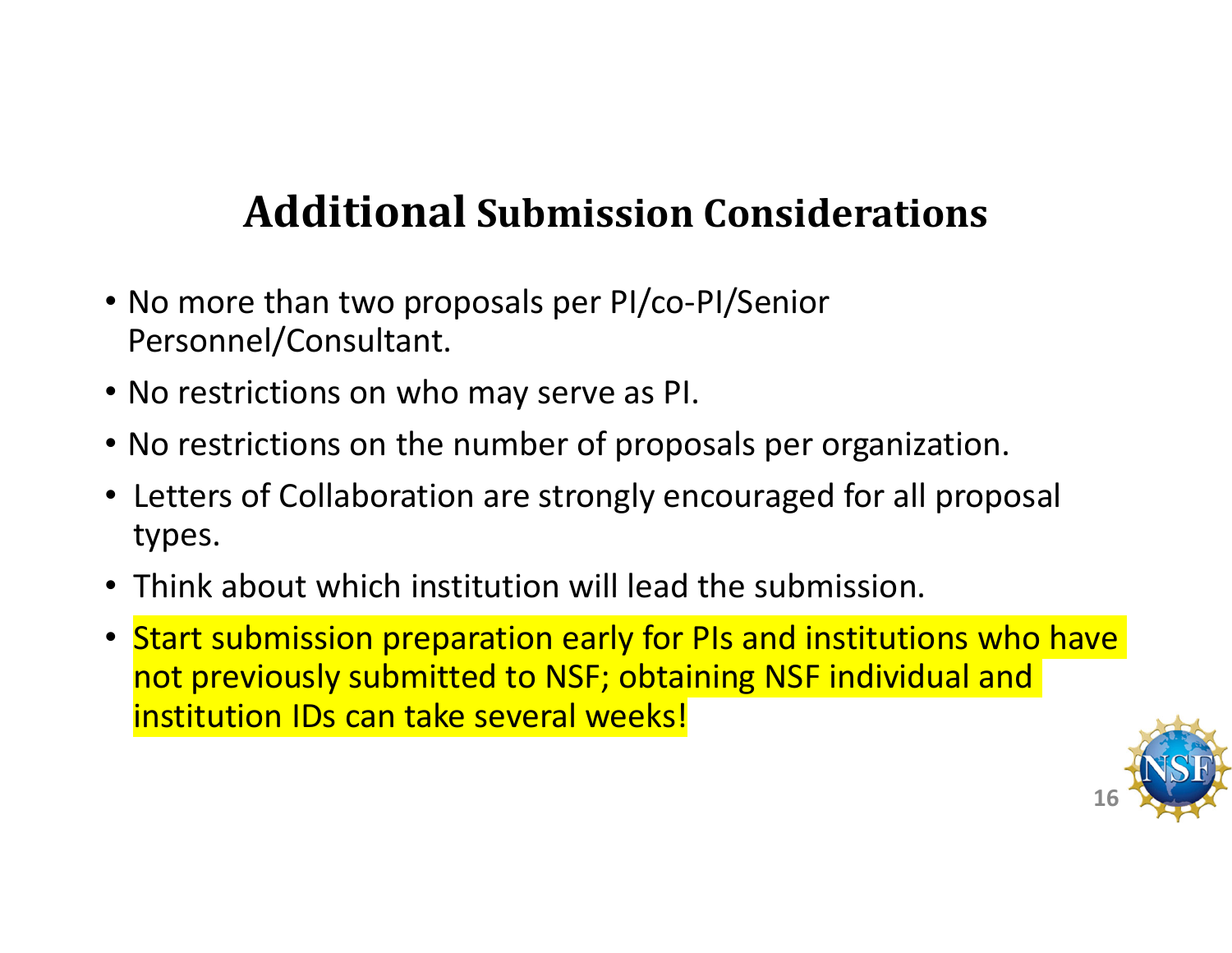# Additional Submission Considerations

- No more than two proposals per PI/co-PI/Senior Personnel/Consultant.
- No restrictions on who may serve as PI.
- No restrictions on the number of proposals per organization.
- Letters of Collaboration are strongly encouraged for all proposal types.
- Think about which institution will lead the submission.
- Start submission preparation early for PIs and institutions who have not previously submitted to NSF; obtaining NSF individual and institution IDs can take several weeks!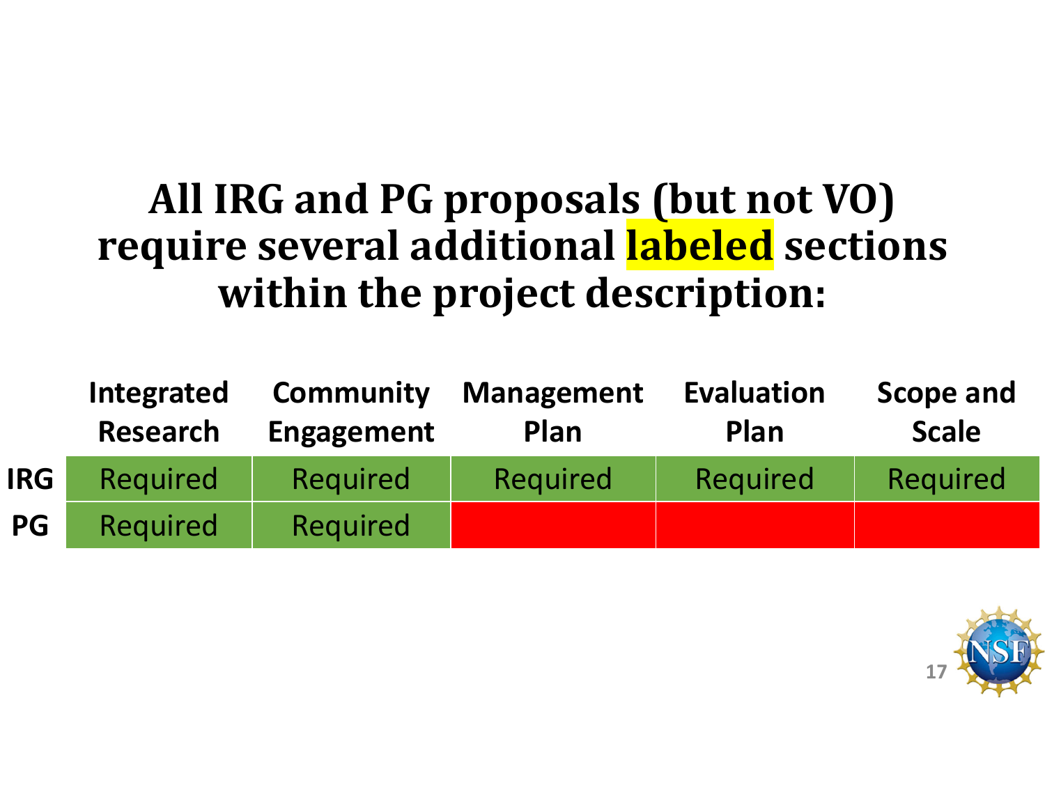# All IRG and PG proposals (but not VO) require several additional labeled sections within the project description:

| | Integrated Research | Community Engagement | Management Plan | Evaluation Plan | Scope and Scale |
|---|---|---|---|---|---|
| **IRG** | Required | Required | Required | Required | Required |
| **PG** | Required | Required | | | |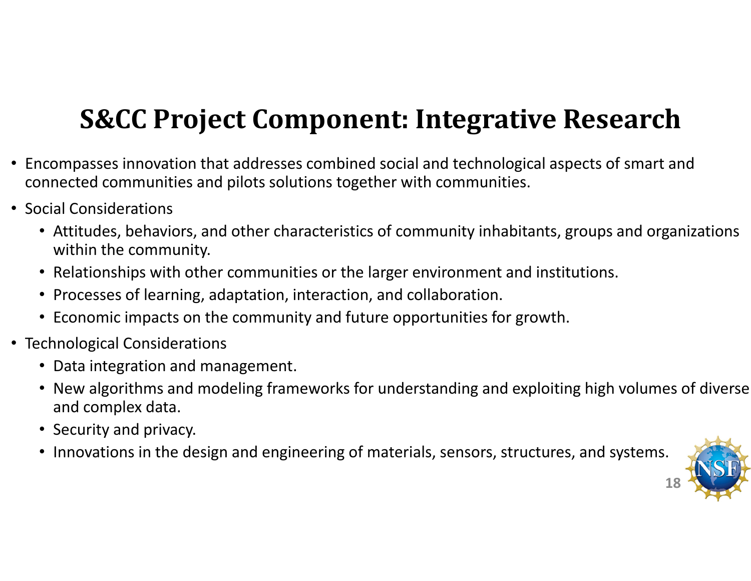# S&CC Project Component: Integrative Research

- Encompasses innovation that addresses combined social and technological aspects of smart and connected communities and pilots solutions together with communities.
- Social Considerations
  - Attitudes, behaviors, and other characteristics of community inhabitants, groups and organizations within the community.
  - Relationships with other communities or the larger environment and institutions.
  - Processes of learning, adaptation, interaction, and collaboration.
  - Economic impacts on the community and future opportunities for growth.
- Technological Considerations
  - Data integration and management.
  - New algorithms and modeling frameworks for understanding and exploiting high volumes of diverse and complex data.
  - Security and privacy.
  - Innovations in the design and engineering of materials, sensors, structures, and systems.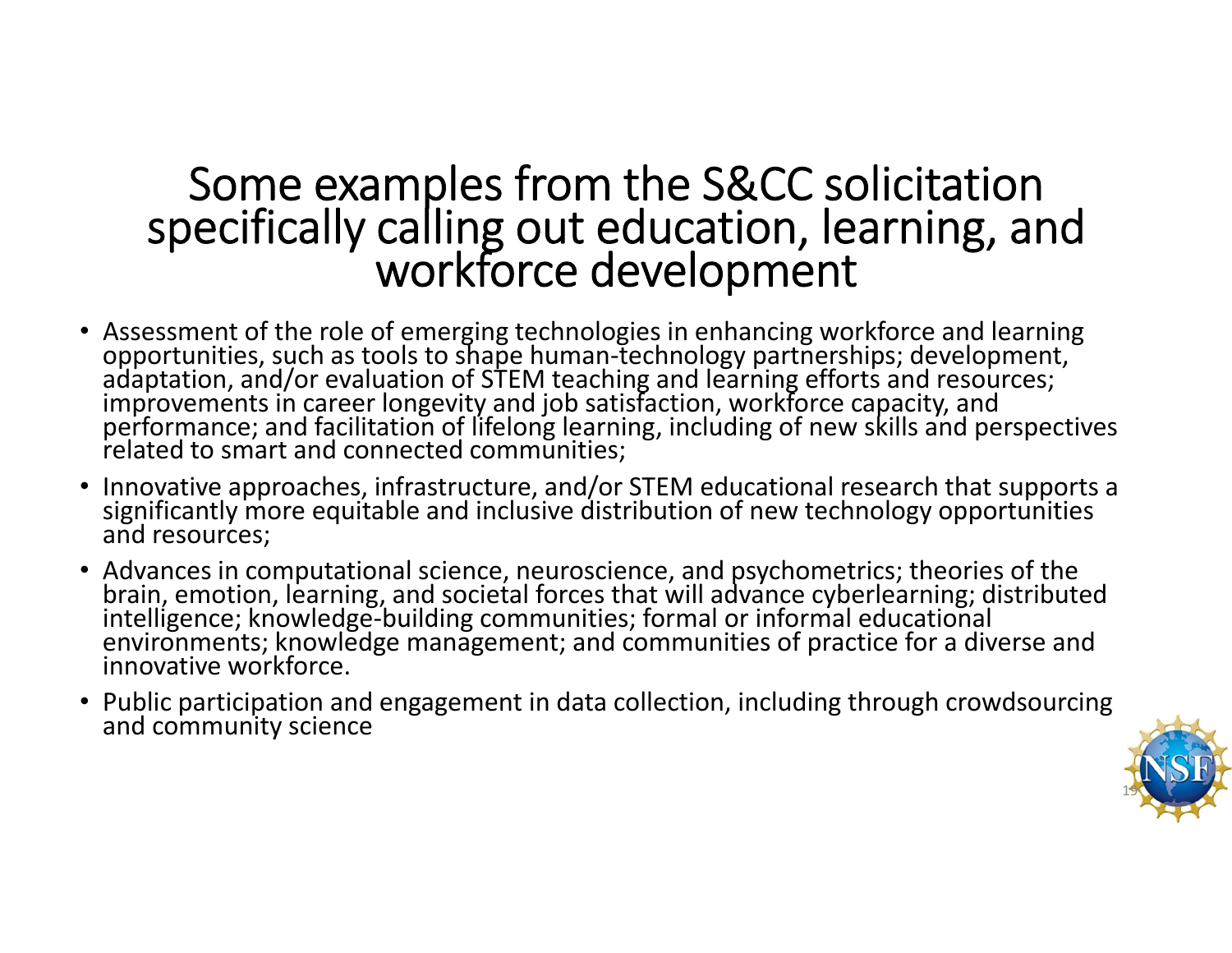# Some examples from the S&CC solicitation specifically calling out education, learning, and workforce development

- Assessment of the role of emerging technologies in enhancing workforce and learning opportunities, such as tools to shape human-technology partnerships; development, adaptation, and/or evaluation of STEM teaching and learning efforts and resources; improvements in career longevity and job satisfaction, workforce capacity, and performance; and facilitation of lifelong learning, including of new skills and perspectives related to smart and connected communities;
- Innovative approaches, infrastructure, and/or STEM educational research that supports a significantly more equitable and inclusive distribution of new technology opportunities and resources;
- Advances in computational science, neuroscience, and psychometrics; theories of the brain, emotion, learning, and societal forces that will advance cyberlearning; distributed intelligence; knowledge-building communities; formal or informal educational environments; knowledge management; and communities of practice for a diverse and innovative workforce.
- Public participation and engagement in data collection, including through crowdsourcing and community science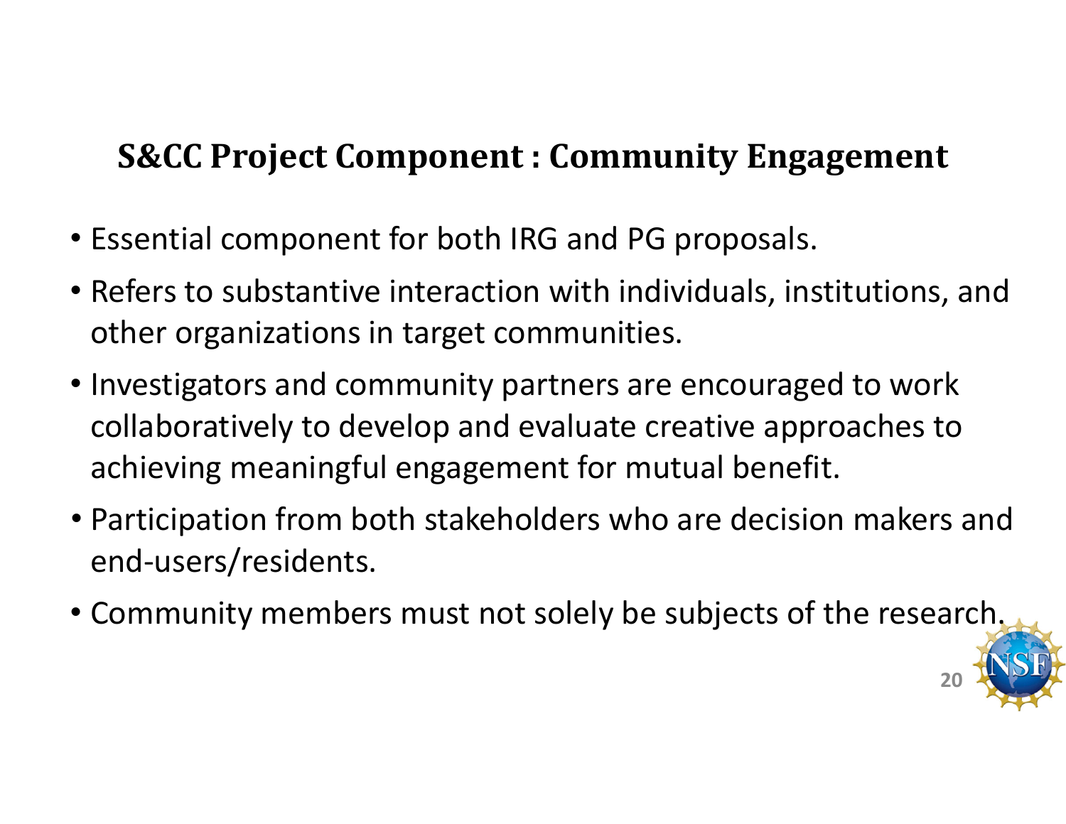# S&CC Project Component : Community Engagement

- Essential component for both IRG and PG proposals.
- Refers to substantive interaction with individuals, institutions, and other organizations in target communities.
- Investigators and community partners are encouraged to work collaboratively to develop and evaluate creative approaches to achieving meaningful engagement for mutual benefit.
- Participation from both stakeholders who are decision makers and end-users/residents.
- Community members must not solely be subjects of the research.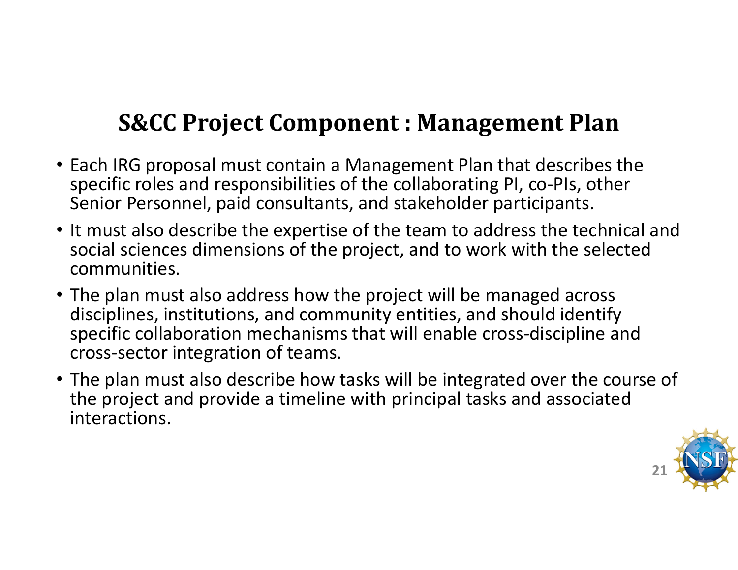# S&CC Project Component : Management Plan

- Each IRG proposal must contain a Management Plan that describes the specific roles and responsibilities of the collaborating PI, co-PIs, other Senior Personnel, paid consultants, and stakeholder participants.
- It must also describe the expertise of the team to address the technical and social sciences dimensions of the project, and to work with the selected communities.
- The plan must also address how the project will be managed across disciplines, institutions, and community entities, and should identify specific collaboration mechanisms that will enable cross-discipline and cross-sector integration of teams.
- The plan must also describe how tasks will be integrated over the course of the project and provide a timeline with principal tasks and associated interactions.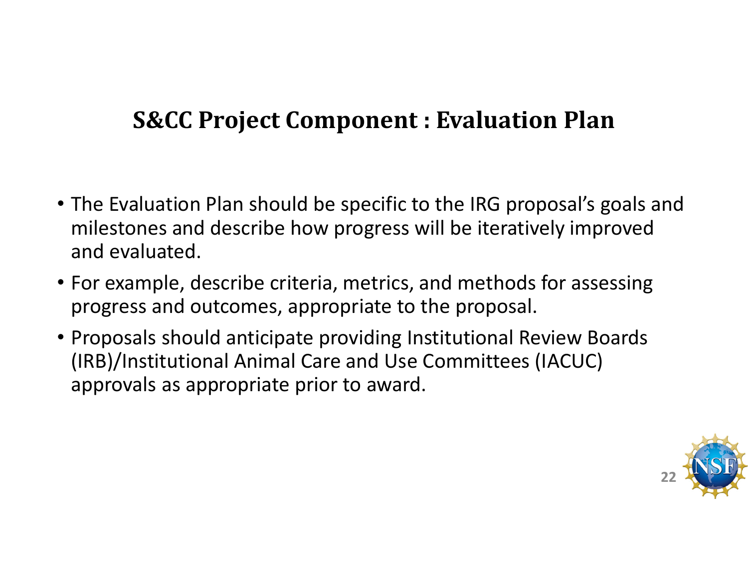# S&CC Project Component : Evaluation Plan

- The Evaluation Plan should be specific to the IRG proposal's goals and milestones and describe how progress will be iteratively improved and evaluated.
- For example, describe criteria, metrics, and methods for assessing progress and outcomes, appropriate to the proposal.
- Proposals should anticipate providing Institutional Review Boards (IRB)/Institutional Animal Care and Use Committees (IACUC) approvals as appropriate prior to award.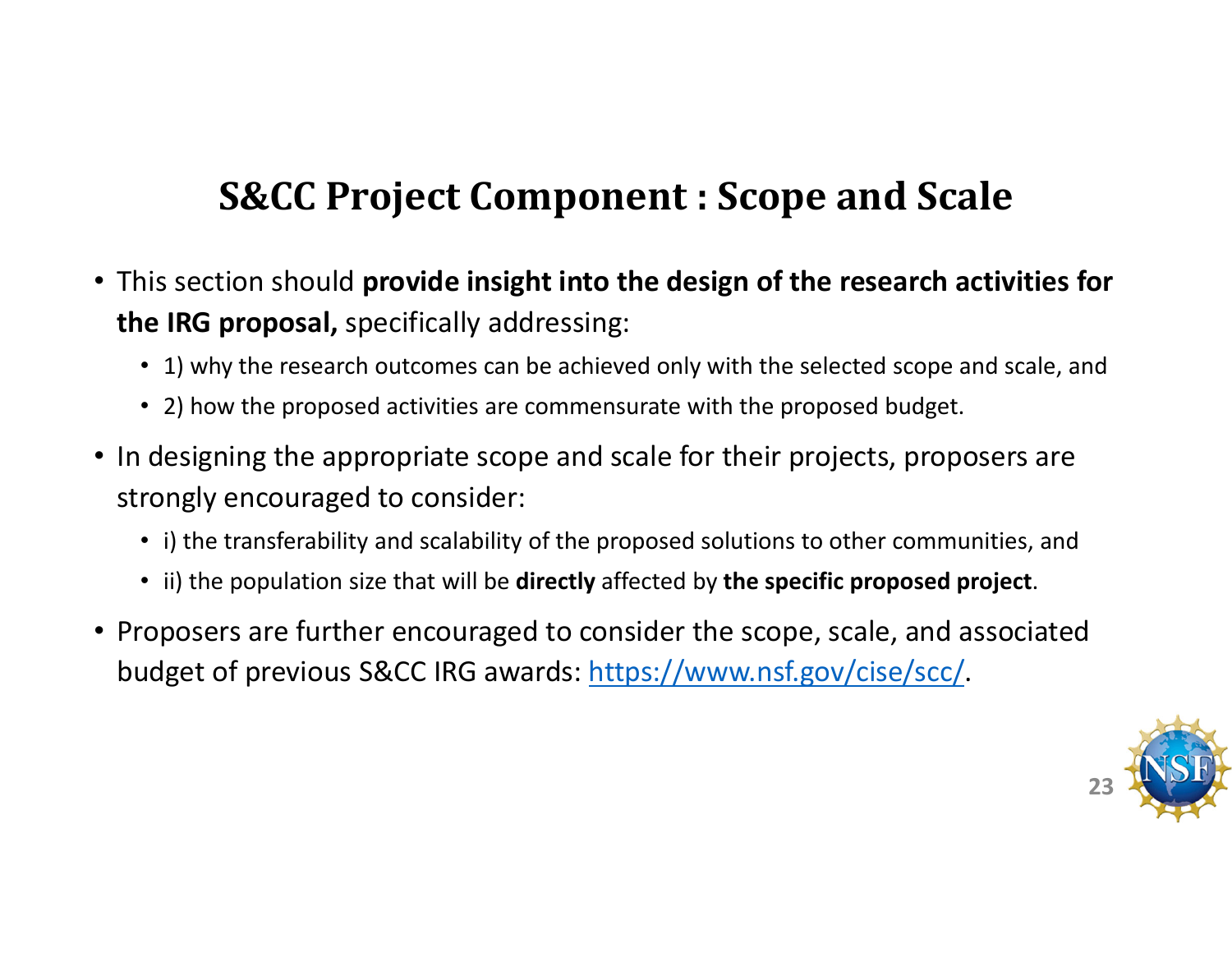# S&CC Project Component : Scope and Scale

- This section should **provide insight into the design of the research activities for the IRG proposal,** specifically addressing:
  - 1) why the research outcomes can be achieved only with the selected scope and scale, and
  - 2) how the proposed activities are commensurate with the proposed budget.
- In designing the appropriate scope and scale for their projects, proposers are strongly encouraged to consider:
  - i) the transferability and scalability of the proposed solutions to other communities, and
  - ii) the population size that will be **directly** affected by **the specific proposed project**.
- Proposers are further encouraged to consider the scope, scale, and associated budget of previous S&CC IRG awards: https://www.nsf.gov/cise/scc/.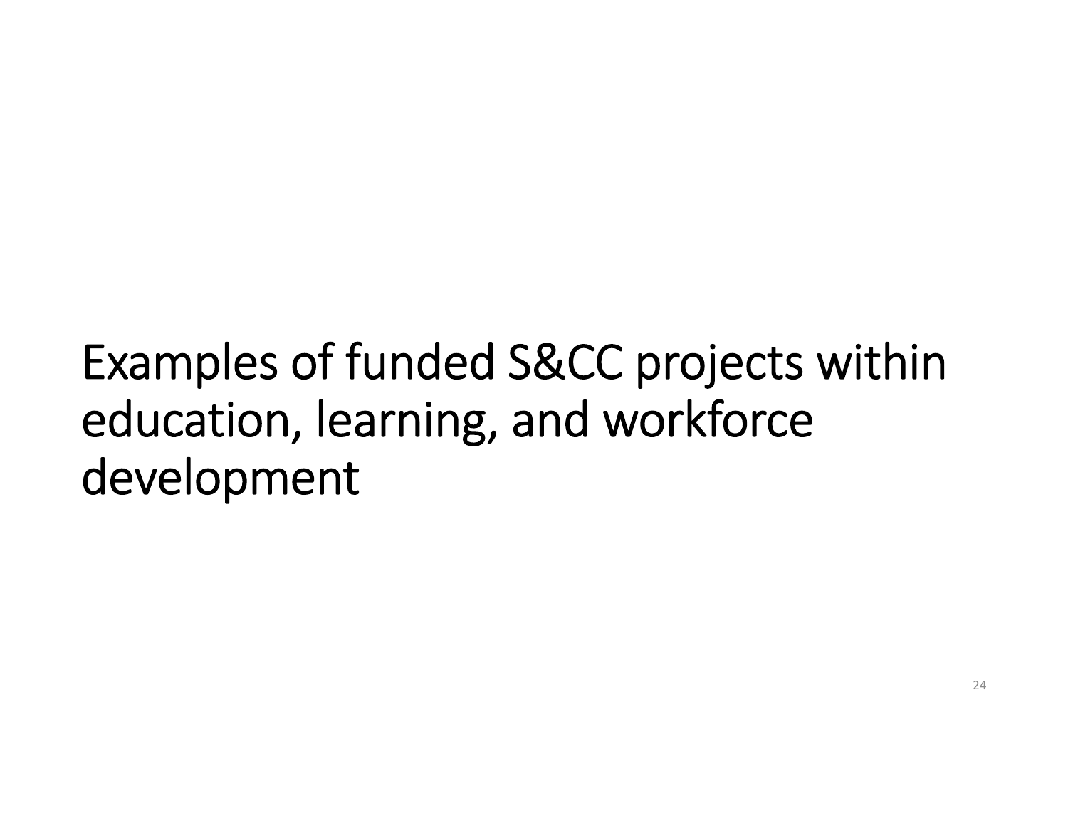# Examples of funded S&CC projects within education, learning, and workforce development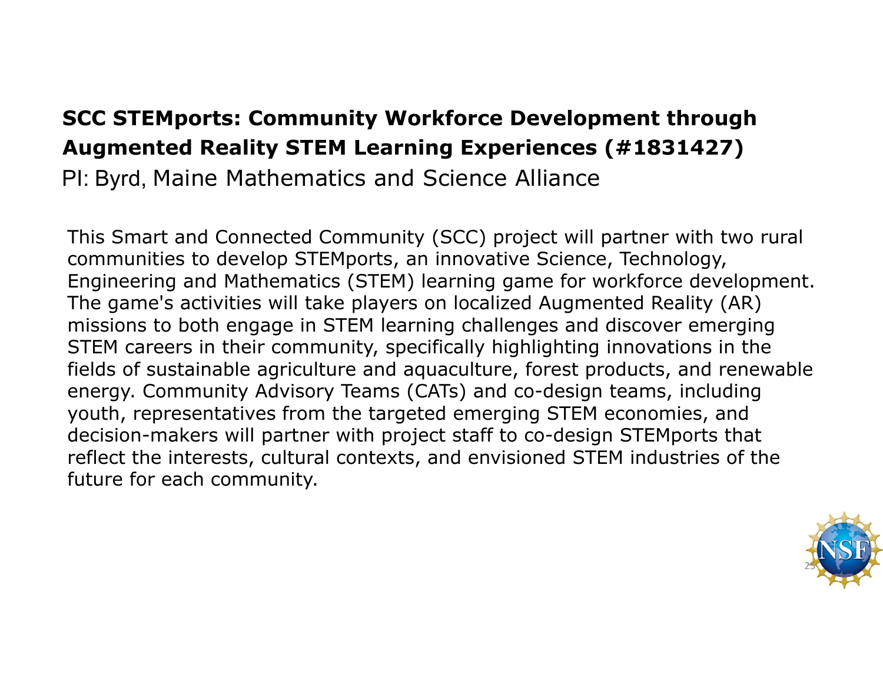## SCC STEMports: Community Workforce Development through Augmented Reality STEM Learning Experiences (#1831427)

PI: Byrd, Maine Mathematics and Science Alliance

This Smart and Connected Community (SCC) project will partner with two rural communities to develop STEMports, an innovative Science, Technology, Engineering and Mathematics (STEM) learning game for workforce development. The game's activities will take players on localized Augmented Reality (AR) missions to both engage in STEM learning challenges and discover emerging STEM careers in their community, specifically highlighting innovations in the fields of sustainable agriculture and aquaculture, forest products, and renewable energy. Community Advisory Teams (CATs) and co-design teams, including youth, representatives from the targeted emerging STEM economies, and decision-makers will partner with project staff to co-design STEMports that reflect the interests, cultural contexts, and envisioned STEM industries of the future for each community.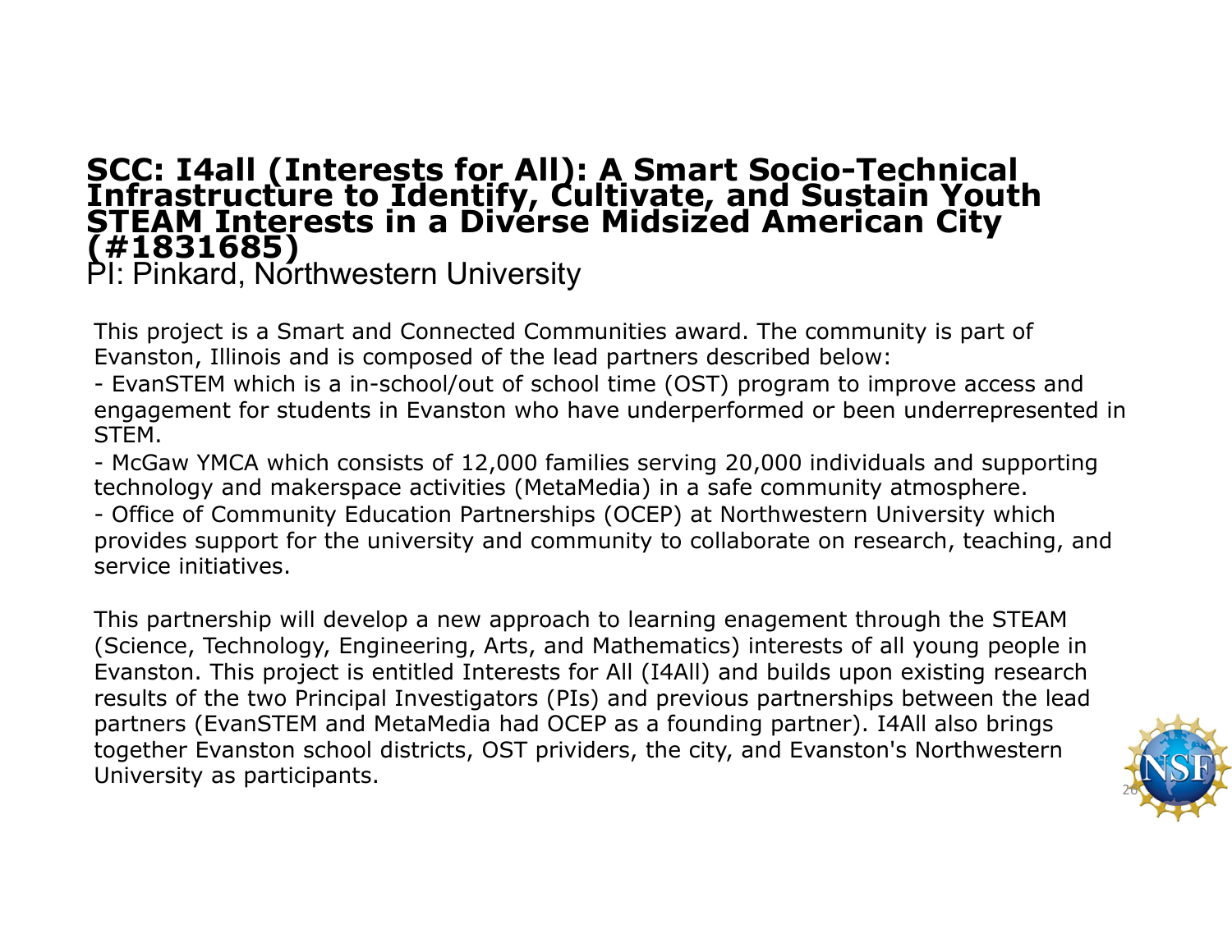# SCC: I4all (Interests for All): A Smart Socio-Technical Infrastructure to Identify, Cultivate, and Sustain Youth STEAM Interests in a Diverse Midsized American City (#1831685)

PI: Pinkard, Northwestern University

This project is a Smart and Connected Communities award. The community is part of Evanston, Illinois and is composed of the lead partners described below:

- EvanSTEM which is a in-school/out of school time (OST) program to improve access and engagement for students in Evanston who have underperformed or been underrepresented in STEM.
- McGaw YMCA which consists of 12,000 families serving 20,000 individuals and supporting technology and makerspace activities (MetaMedia) in a safe community atmosphere.
- Office of Community Education Partnerships (OCEP) at Northwestern University which provides support for the university and community to collaborate on research, teaching, and service initiatives.

This partnership will develop a new approach to learning enagement through the STEAM (Science, Technology, Engineering, Arts, and Mathematics) interests of all young people in Evanston. This project is entitled Interests for All (I4All) and builds upon existing research results of the two Principal Investigators (PIs) and previous partnerships between the lead partners (EvanSTEM and MetaMedia had OCEP as a founding partner). I4All also brings together Evanston school districts, OST prividers, the city, and Evanston's Northwestern University as participants.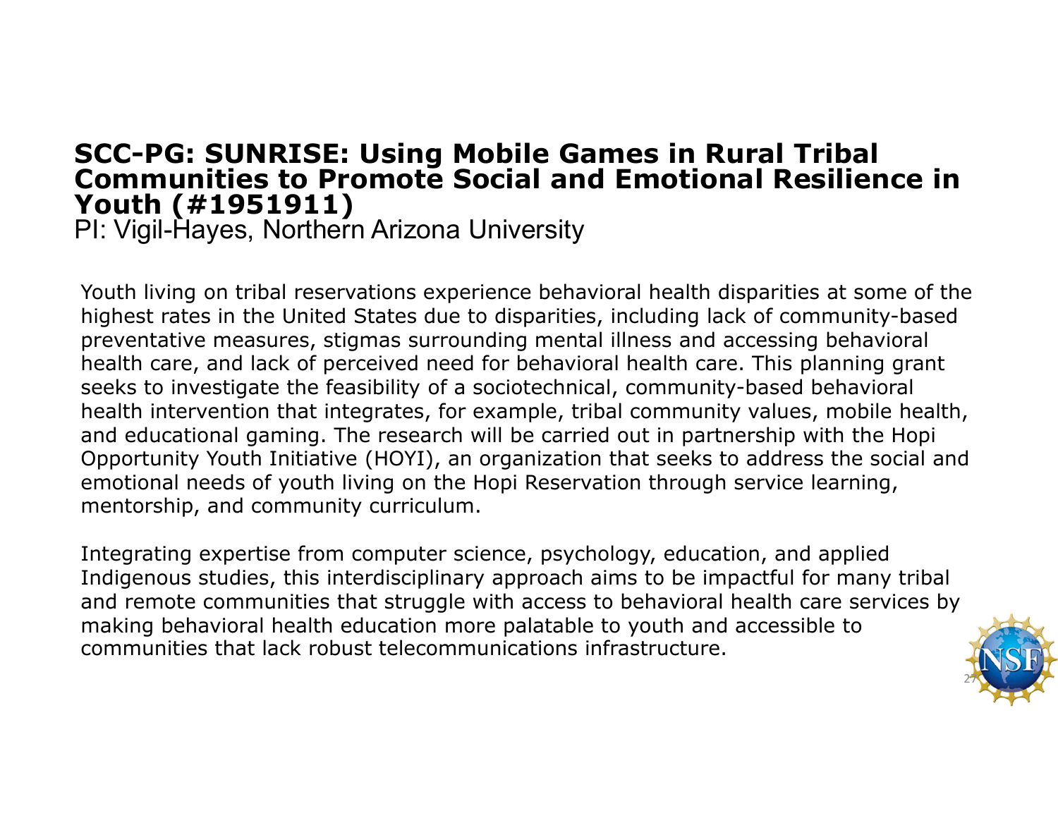# SCC-PG: SUNRISE: Using Mobile Games in Rural Tribal Communities to Promote Social and Emotional Resilience in Youth (#1951911)

PI: Vigil-Hayes, Northern Arizona University

Youth living on tribal reservations experience behavioral health disparities at some of the highest rates in the United States due to disparities, including lack of community-based preventative measures, stigmas surrounding mental illness and accessing behavioral health care, and lack of perceived need for behavioral health care. This planning grant seeks to investigate the feasibility of a sociotechnical, community-based behavioral health intervention that integrates, for example, tribal community values, mobile health, and educational gaming. The research will be carried out in partnership with the Hopi Opportunity Youth Initiative (HOYI), an organization that seeks to address the social and emotional needs of youth living on the Hopi Reservation through service learning, mentorship, and community curriculum.

Integrating expertise from computer science, psychology, education, and applied Indigenous studies, this interdisciplinary approach aims to be impactful for many tribal and remote communities that struggle with access to behavioral health care services by making behavioral health education more palatable to youth and accessible to communities that lack robust telecommunications infrastructure.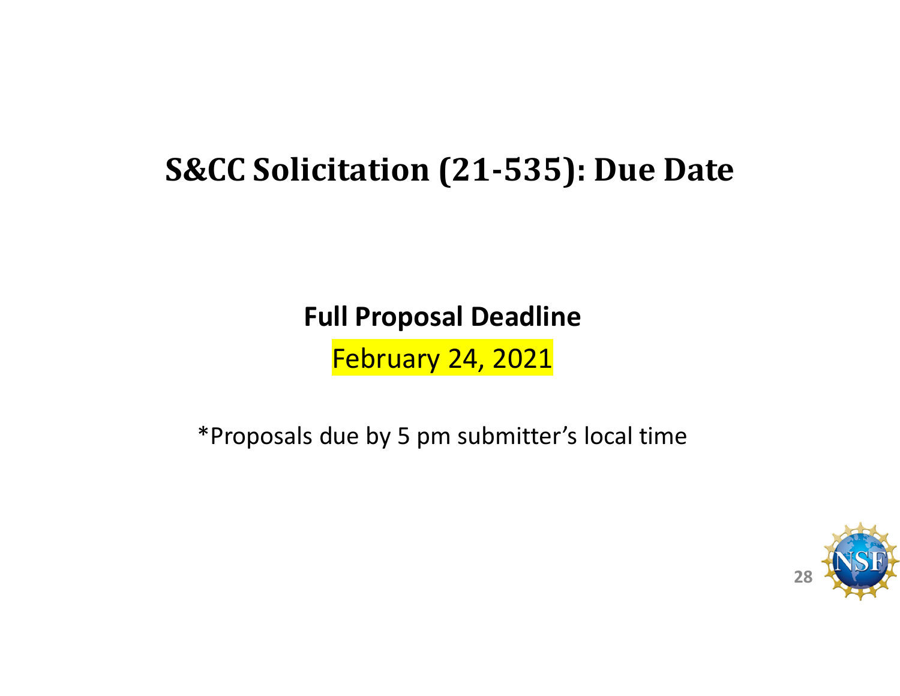# S&CC Solicitation (21-535): Due Date

**Full Proposal Deadline**

February 24, 2021

*Proposals due by 5 pm submitter's local time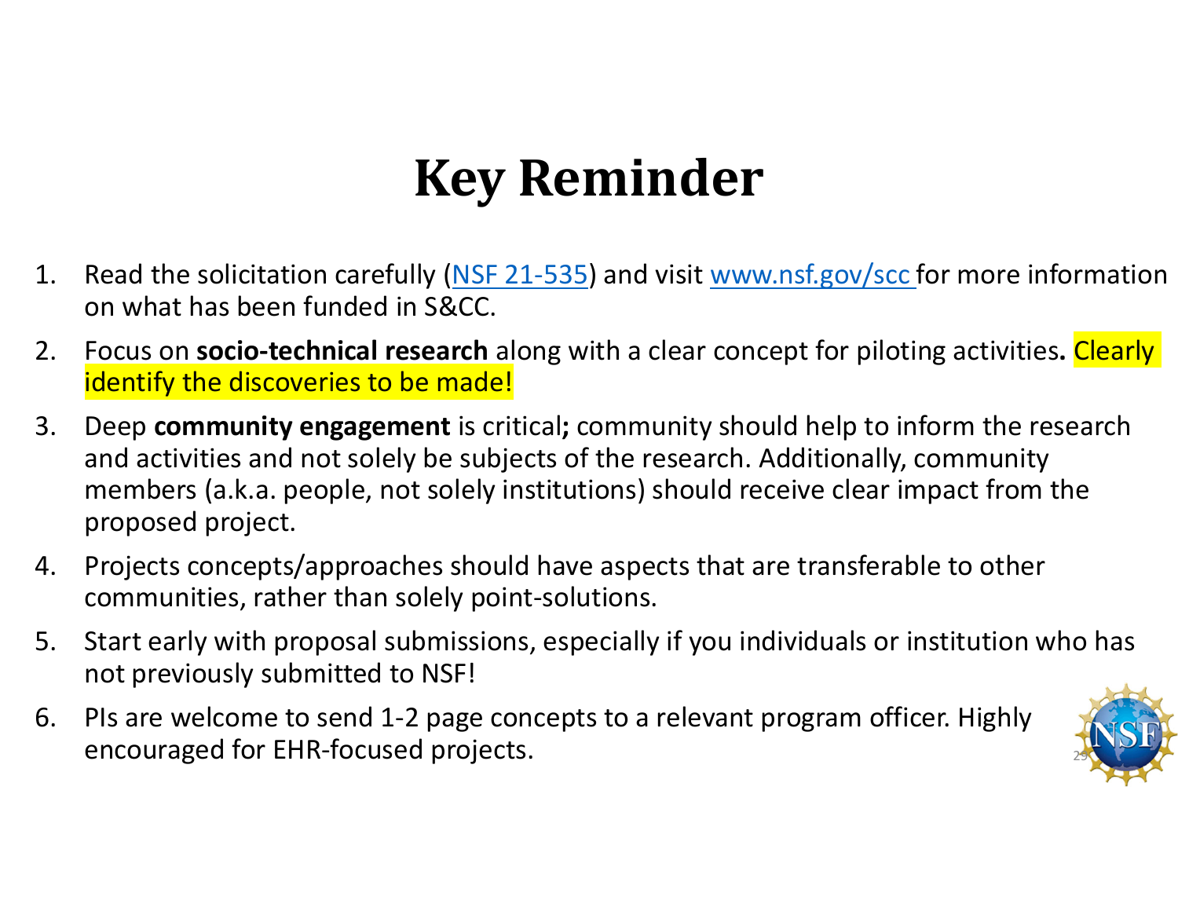# Key Reminder

1. Read the solicitation carefully (NSF 21-535) and visit www.nsf.gov/scc for more information on what has been funded in S&CC.
2. Focus on **socio-technical research** along with a clear concept for piloting activities**.** Clearly identify the discoveries to be made!
3. Deep **community engagement** is critical**;** community should help to inform the research and activities and not solely be subjects of the research. Additionally, community members (a.k.a. people, not solely institutions) should receive clear impact from the proposed project.
4. Projects concepts/approaches should have aspects that are transferable to other communities, rather than solely point-solutions.
5. Start early with proposal submissions, especially if you individuals or institution who has not previously submitted to NSF!
6. PIs are welcome to send 1-2 page concepts to a relevant program officer. Highly encouraged for EHR-focused projects.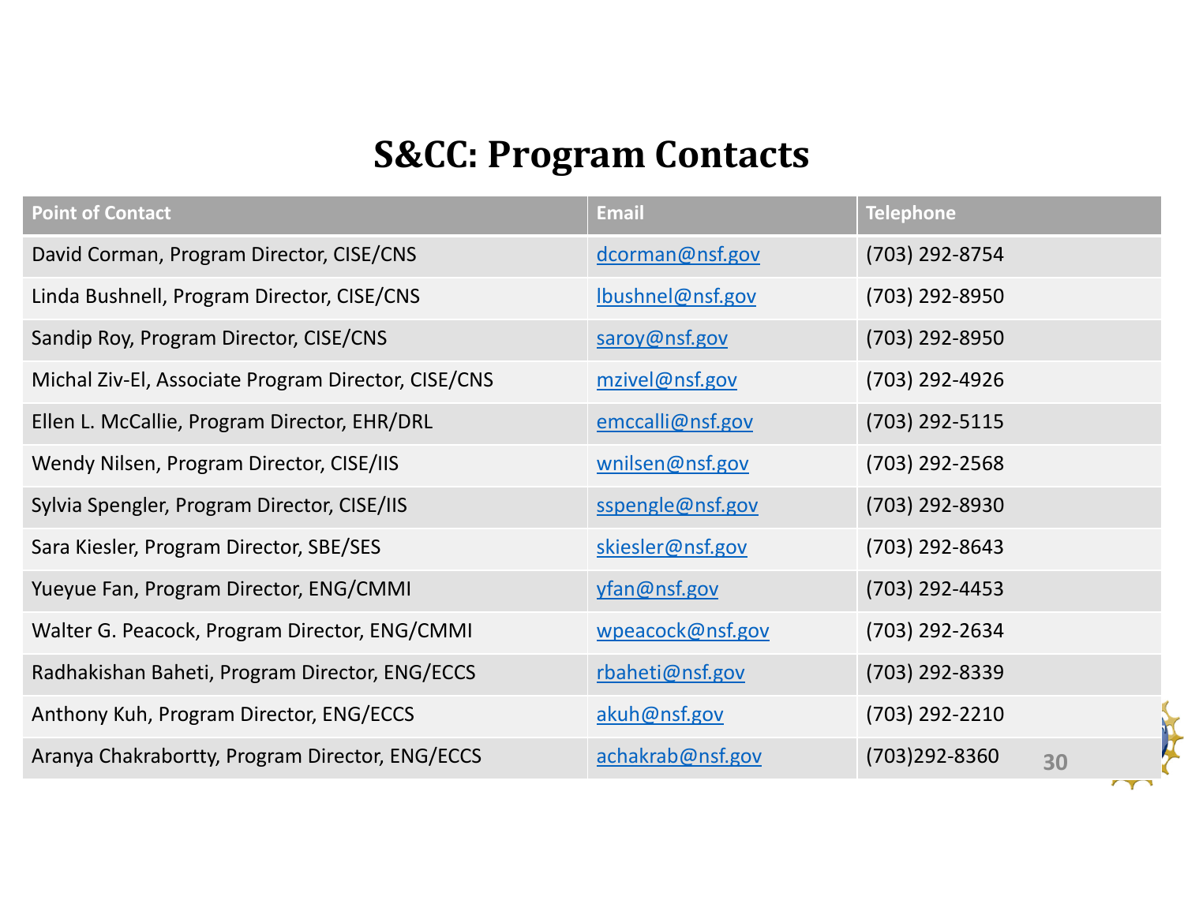# S&CC: Program Contacts

| Point of Contact | Email | Telephone |
| --- | --- | --- |
| David Corman, Program Director, CISE/CNS | dcorman@nsf.gov | (703) 292-8754 |
| Linda Bushnell, Program Director, CISE/CNS | lbushnel@nsf.gov | (703) 292-8950 |
| Sandip Roy, Program Director, CISE/CNS | saroy@nsf.gov | (703) 292-8950 |
| Michal Ziv-El, Associate Program Director, CISE/CNS | mzivel@nsf.gov | (703) 292-4926 |
| Ellen L. McCallie, Program Director, EHR/DRL | emccalli@nsf.gov | (703) 292-5115 |
| Wendy Nilsen, Program Director, CISE/IIS | wnilsen@nsf.gov | (703) 292-2568 |
| Sylvia Spengler, Program Director, CISE/IIS | sspengle@nsf.gov | (703) 292-8930 |
| Sara Kiesler, Program Director, SBE/SES | skiesler@nsf.gov | (703) 292-8643 |
| Yueyue Fan, Program Director, ENG/CMMI | yfan@nsf.gov | (703) 292-4453 |
| Walter G. Peacock, Program Director, ENG/CMMI | wpeacock@nsf.gov | (703) 292-2634 |
| Radhakishan Baheti, Program Director, ENG/ECCS | rbaheti@nsf.gov | (703) 292-8339 |
| Anthony Kuh, Program Director, ENG/ECCS | akuh@nsf.gov | (703) 292-2210 |
| Aranya Chakrabortty, Program Director, ENG/ECCS | achakrab@nsf.gov | (703)292-8360 |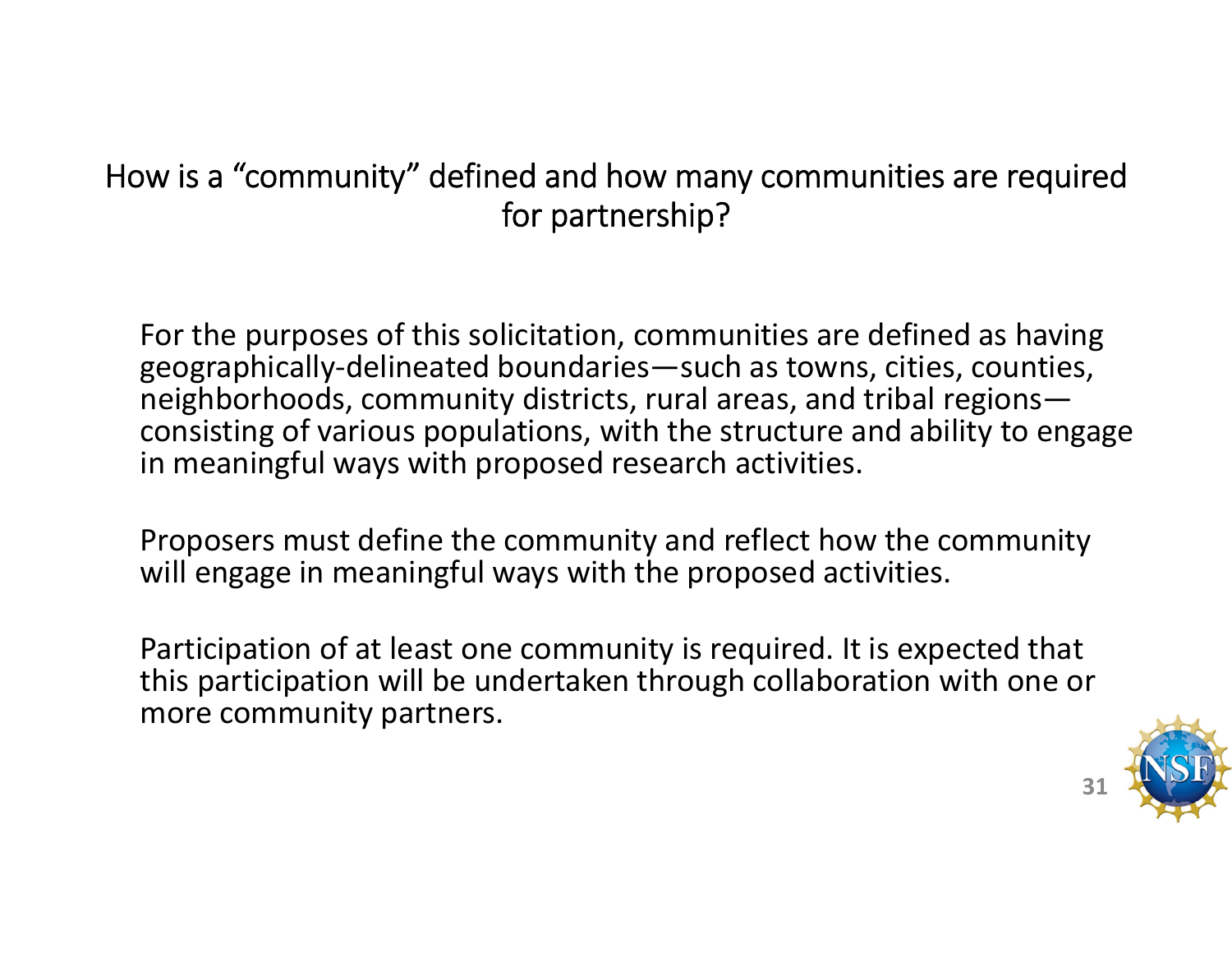## How is a “community” defined and how many communities are required for partnership?

For the purposes of this solicitation, communities are defined as having geographically-delineated boundaries—such as towns, cities, counties, neighborhoods, community districts, rural areas, and tribal regions—consisting of various populations, with the structure and ability to engage in meaningful ways with proposed research activities.

Proposers must define the community and reflect how the community will engage in meaningful ways with the proposed activities.

Participation of at least one community is required. It is expected that this participation will be undertaken through collaboration with one or more community partners.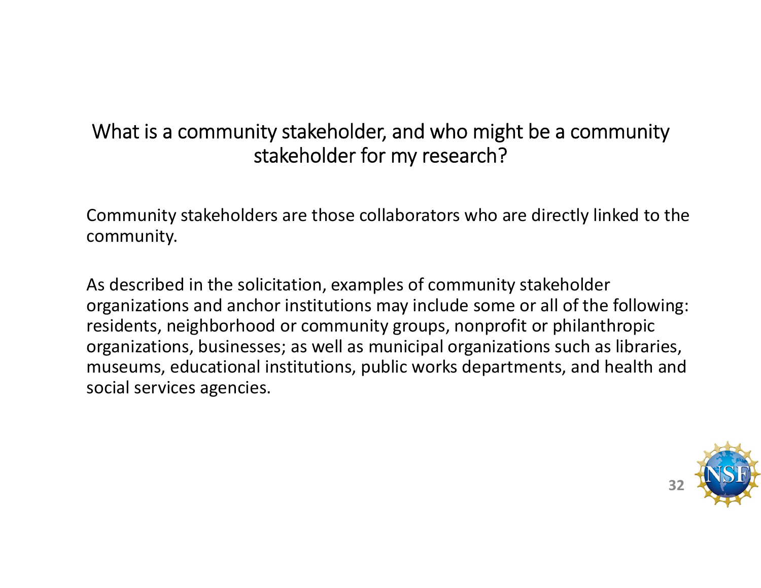## What is a community stakeholder, and who might be a community stakeholder for my research?

Community stakeholders are those collaborators who are directly linked to the community.

As described in the solicitation, examples of community stakeholder organizations and anchor institutions may include some or all of the following: residents, neighborhood or community groups, nonprofit or philanthropic organizations, businesses; as well as municipal organizations such as libraries, museums, educational institutions, public works departments, and health and social services agencies.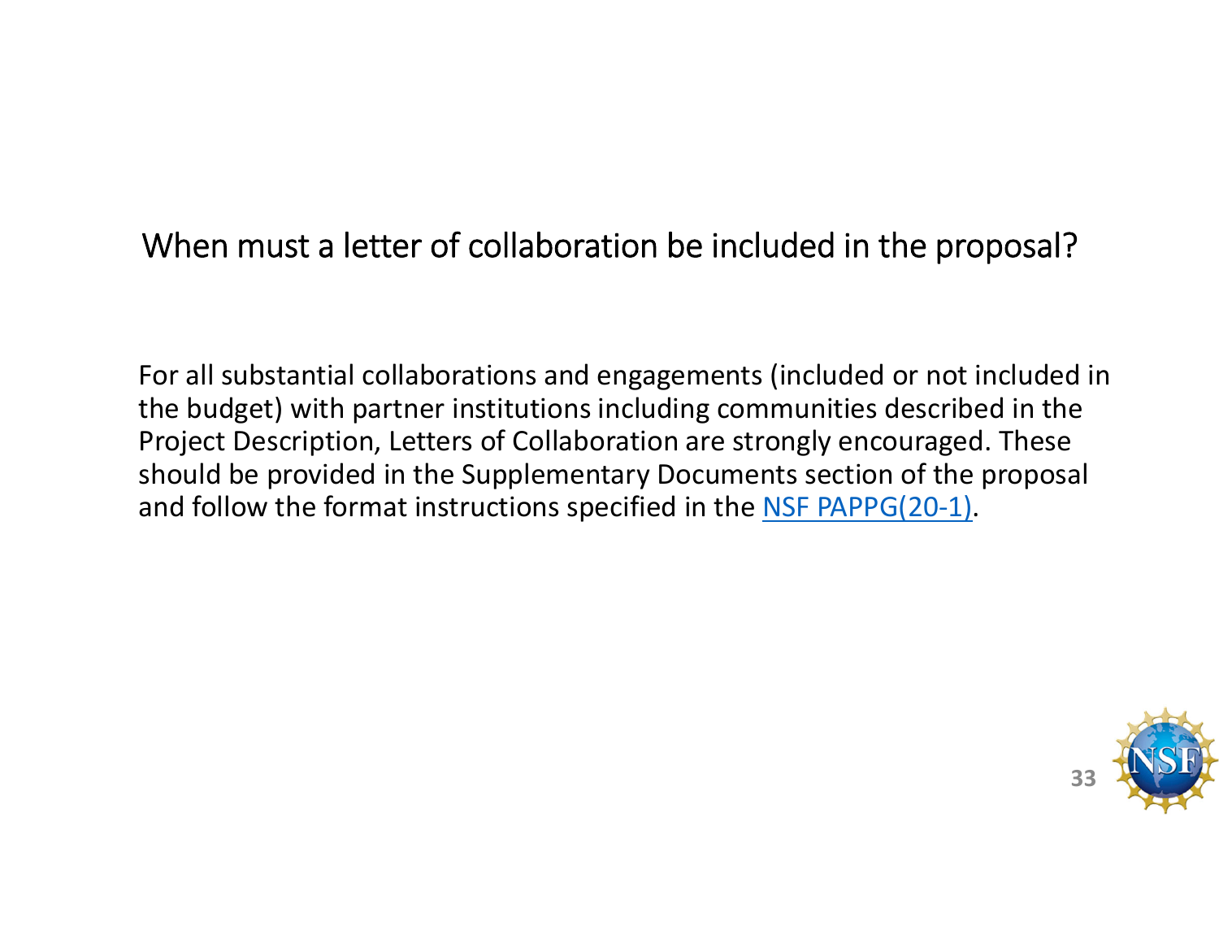## When must a letter of collaboration be included in the proposal?

For all substantial collaborations and engagements (included or not included in the budget) with partner institutions including communities described in the Project Description, Letters of Collaboration are strongly encouraged. These should be provided in the Supplementary Documents section of the proposal and follow the format instructions specified in the NSF PAPPG(20-1).